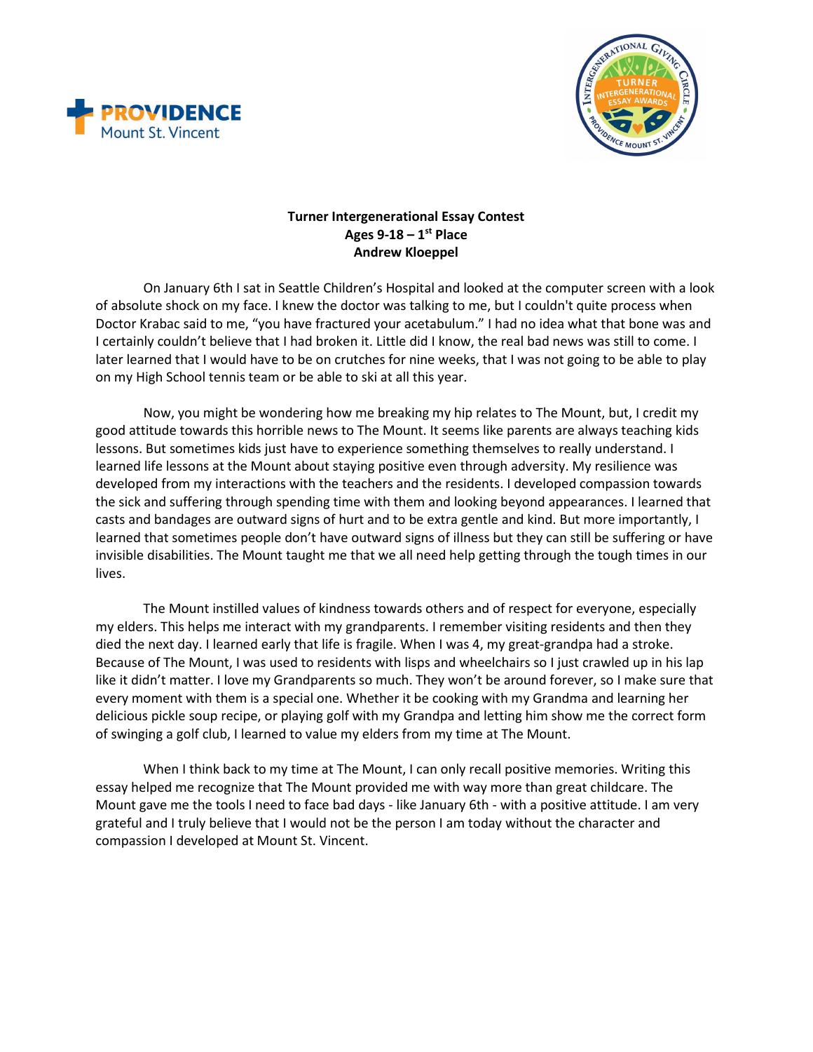**Turner Intergenerational Essay Contest**
**Ages 9-18 – 1st Place**
**Andrew Kloeppel**

On January 6th I sat in Seattle Children's Hospital and looked at the computer screen with a look of absolute shock on my face. I knew the doctor was talking to me, but I couldn't quite process when Doctor Krabac said to me, "you have fractured your acetabulum." I had no idea what that bone was and I certainly couldn't believe that I had broken it. Little did I know, the real bad news was still to come. I later learned that I would have to be on crutches for nine weeks, that I was not going to be able to play on my High School tennis team or be able to ski at all this year.

Now, you might be wondering how me breaking my hip relates to The Mount, but, I credit my good attitude towards this horrible news to The Mount. It seems like parents are always teaching kids lessons. But sometimes kids just have to experience something themselves to really understand. I learned life lessons at the Mount about staying positive even through adversity. My resilience was developed from my interactions with the teachers and the residents. I developed compassion towards the sick and suffering through spending time with them and looking beyond appearances. I learned that casts and bandages are outward signs of hurt and to be extra gentle and kind. But more importantly, I learned that sometimes people don't have outward signs of illness but they can still be suffering or have invisible disabilities. The Mount taught me that we all need help getting through the tough times in our lives.

The Mount instilled values of kindness towards others and of respect for everyone, especially my elders. This helps me interact with my grandparents. I remember visiting residents and then they died the next day. I learned early that life is fragile. When I was 4, my great-grandpa had a stroke. Because of The Mount, I was used to residents with lisps and wheelchairs so I just crawled up in his lap like it didn't matter. I love my Grandparents so much. They won't be around forever, so I make sure that every moment with them is a special one. Whether it be cooking with my Grandma and learning her delicious pickle soup recipe, or playing golf with my Grandpa and letting him show me the correct form of swinging a golf club, I learned to value my elders from my time at The Mount.

When I think back to my time at The Mount, I can only recall positive memories. Writing this essay helped me recognize that The Mount provided me with way more than great childcare. The Mount gave me the tools I need to face bad days - like January 6th - with a positive attitude. I am very grateful and I truly believe that I would not be the person I am today without the character and compassion I developed at Mount St. Vincent.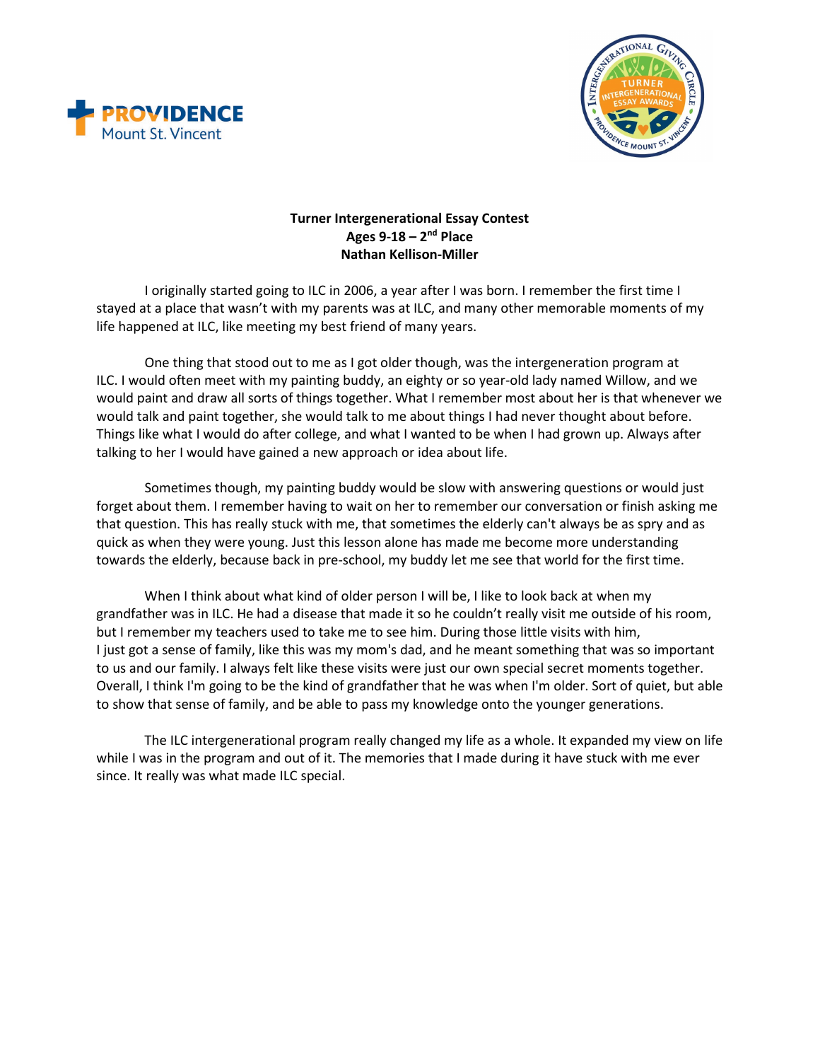**Turner Intergenerational Essay Contest**
**Ages 9-18 – 2nd Place**
**Nathan Kellison-Miller**

I originally started going to ILC in 2006, a year after I was born. I remember the first time I stayed at a place that wasn't with my parents was at ILC, and many other memorable moments of my life happened at ILC, like meeting my best friend of many years.

One thing that stood out to me as I got older though, was the intergeneration program at ILC. I would often meet with my painting buddy, an eighty or so year-old lady named Willow, and we would paint and draw all sorts of things together. What I remember most about her is that whenever we would talk and paint together, she would talk to me about things I had never thought about before. Things like what I would do after college, and what I wanted to be when I had grown up. Always after talking to her I would have gained a new approach or idea about life.

Sometimes though, my painting buddy would be slow with answering questions or would just forget about them. I remember having to wait on her to remember our conversation or finish asking me that question. This has really stuck with me, that sometimes the elderly can't always be as spry and as quick as when they were young. Just this lesson alone has made me become more understanding towards the elderly, because back in pre-school, my buddy let me see that world for the first time.

When I think about what kind of older person I will be, I like to look back at when my grandfather was in ILC. He had a disease that made it so he couldn't really visit me outside of his room, but I remember my teachers used to take me to see him. During those little visits with him, I just got a sense of family, like this was my mom's dad, and he meant something that was so important to us and our family. I always felt like these visits were just our own special secret moments together. Overall, I think I'm going to be the kind of grandfather that he was when I'm older. Sort of quiet, but able to show that sense of family, and be able to pass my knowledge onto the younger generations.

The ILC intergenerational program really changed my life as a whole. It expanded my view on life while I was in the program and out of it. The memories that I made during it have stuck with me ever since. It really was what made ILC special.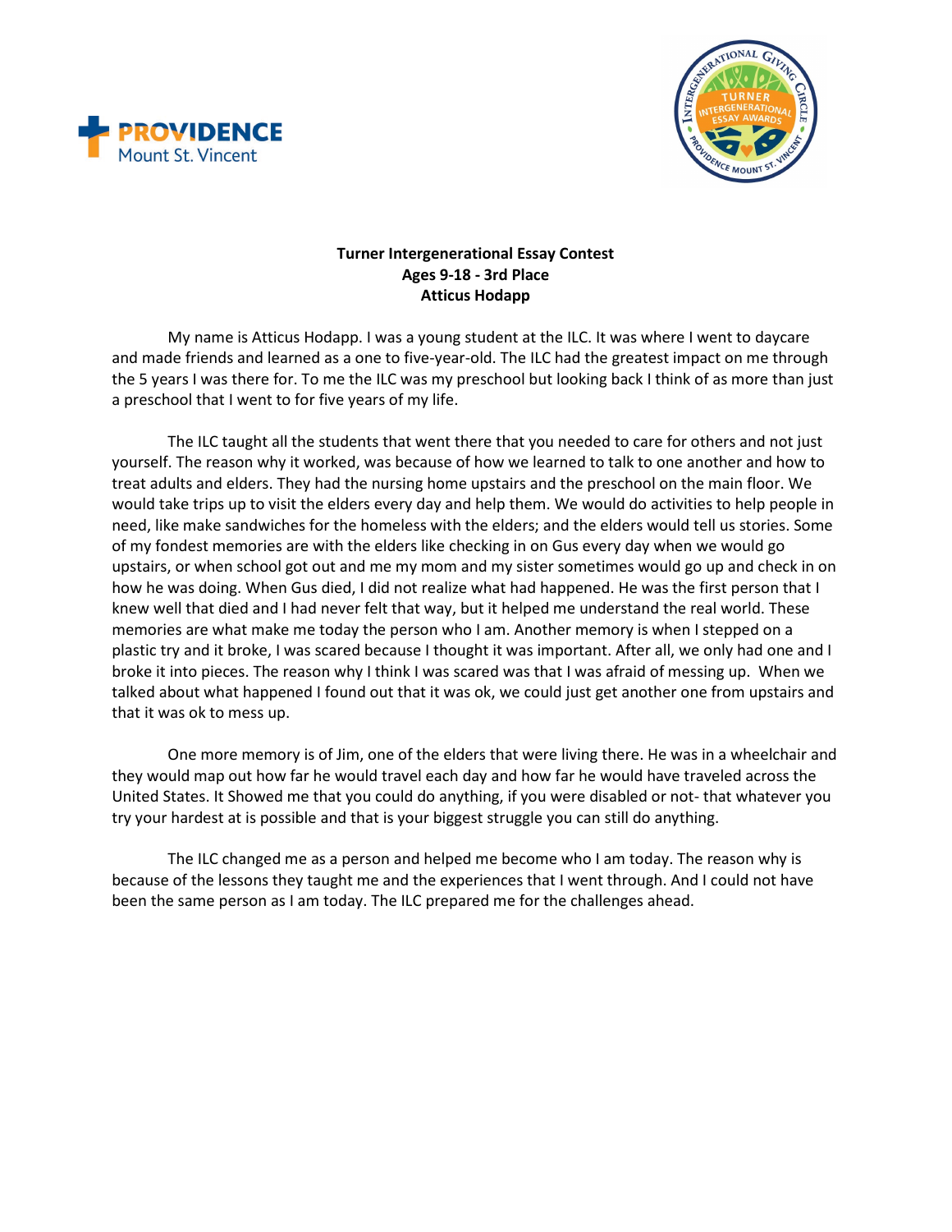**Turner Intergenerational Essay Contest**
**Ages 9-18 - 3rd Place**
**Atticus Hodapp**

My name is Atticus Hodapp. I was a young student at the ILC. It was where I went to daycare and made friends and learned as a one to five-year-old. The ILC had the greatest impact on me through the 5 years I was there for. To me the ILC was my preschool but looking back I think of as more than just a preschool that I went to for five years of my life.

The ILC taught all the students that went there that you needed to care for others and not just yourself. The reason why it worked, was because of how we learned to talk to one another and how to treat adults and elders. They had the nursing home upstairs and the preschool on the main floor. We would take trips up to visit the elders every day and help them. We would do activities to help people in need, like make sandwiches for the homeless with the elders; and the elders would tell us stories. Some of my fondest memories are with the elders like checking in on Gus every day when we would go upstairs, or when school got out and me my mom and my sister sometimes would go up and check in on how he was doing. When Gus died, I did not realize what had happened. He was the first person that I knew well that died and I had never felt that way, but it helped me understand the real world. These memories are what make me today the person who I am. Another memory is when I stepped on a plastic try and it broke, I was scared because I thought it was important. After all, we only had one and I broke it into pieces. The reason why I think I was scared was that I was afraid of messing up. When we talked about what happened I found out that it was ok, we could just get another one from upstairs and that it was ok to mess up.

One more memory is of Jim, one of the elders that were living there. He was in a wheelchair and they would map out how far he would travel each day and how far he would have traveled across the United States. It Showed me that you could do anything, if you were disabled or not- that whatever you try your hardest at is possible and that is your biggest struggle you can still do anything.

The ILC changed me as a person and helped me become who I am today. The reason why is because of the lessons they taught me and the experiences that I went through. And I could not have been the same person as I am today. The ILC prepared me for the challenges ahead.